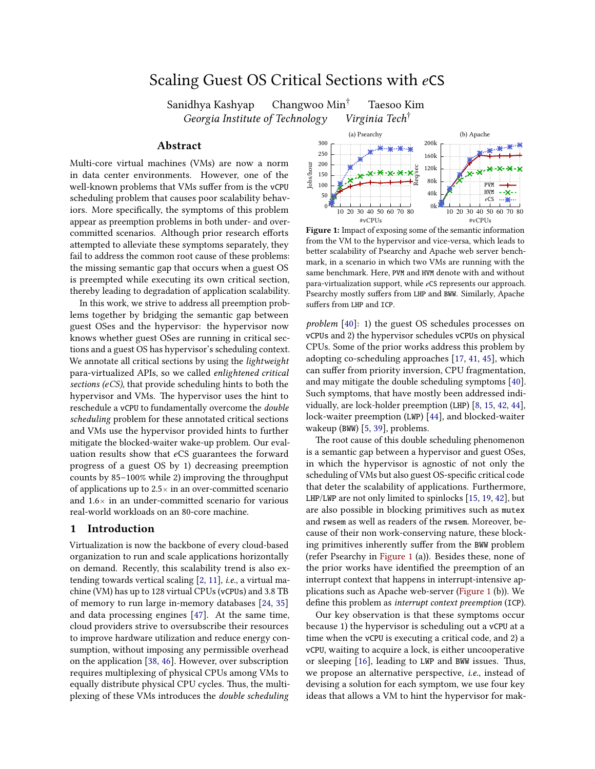# Scaling Guest OS Critical Sections with *e*CS

Sanidhya Kashyap    Changwoo Min[†]    Taesoo Kim

*Georgia Institute of Technology*    *Virginia Tech*[†]

## Abstract

Multi-core virtual machines (VMs) are now a norm in data center environments. However, one of the well-known problems that VMs suffer from is the vCPU scheduling problem that causes poor scalability behaviors. More specifically, the symptoms of this problem appear as preemption problems in both under- and over-committed scenarios. Although prior research efforts attempted to alleviate these symptoms separately, they fail to address the common root cause of these problems: the missing semantic gap that occurs when a guest OS is preempted while executing its own critical section, thereby leading to degradation of application scalability.

In this work, we strive to address all preemption problems together by bridging the semantic gap between guest OSes and the hypervisor: the hypervisor now knows whether guest OSes are running in critical sections and a guest OS has hypervisor's scheduling context. We annotate all critical sections by using the *lightweight* para-virtualized APIs, so we called *enlightened critical sections (eCS)*, that provide scheduling hints to both the hypervisor and VMs. The hypervisor uses the hint to reschedule a vCPU to fundamentally overcome the *double scheduling* problem for these annotated critical sections and VMs use the hypervisor provided hints to further mitigate the blocked-waiter wake-up problem. Our evaluation results show that *e*CS guarantees the forward progress of a guest OS by 1) decreasing preemption counts by 85–100% while 2) improving the throughput of applications up to 2.5× in an over-committed scenario and 1.6× in an under-committed scenario for various real-world workloads on an 80-core machine.

## 1 Introduction

Virtualization is now the backbone of every cloud-based organization to run and scale applications horizontally on demand. Recently, this scalability trend is also extending towards vertical scaling [2, 11], *i.e.*, a virtual machine (VM) has up to 128 virtual CPUs (vCPUs) and 3.8 TB of memory to run large in-memory databases [24, 35] and data processing engines [47]. At the same time, cloud providers strive to oversubscribe their resources to improve hardware utilization and reduce energy consumption, without imposing any permissible overhead on the application [38, 46]. However, over subscription requires multiplexing of physical CPUs among VMs to equally distribute physical CPU cycles. Thus, the multiplexing of these VMs introduces the *double scheduling* *problem* [40]: 1) the guest OS schedules processes on vCPUs and 2) the hypervisor schedules vCPUs on physical CPUs. Some of the prior works address this problem by adopting co-scheduling approaches [17, 41, 45], which can suffer from priority inversion, CPU fragmentation, and may mitigate the double scheduling symptoms [40]. Such symptoms, that have mostly been addressed individually, are lock-holder preemption (LHP) [8, 15, 42, 44], lock-waiter preemption (LWP) [44], and blocked-waiter wakeup (BWW) [5, 39], problems.

**Figure 1:** Impact of exposing some of the semantic information from the VM to the hypervisor and vice-versa, which leads to better scalability of Psearchy and Apache web server benchmark, in a scenario in which two VMs are running with the same benchmark. Here, PVM and HVM denote with and without para-virtualization support, while *e*CS represents our approach. Psearchy mostly suffers from LHP and BWW. Similarly, Apache suffers from LHP and ICP.

The root cause of this double scheduling phenomenon is a semantic gap between a hypervisor and guest OSes, in which the hypervisor is agnostic of not only the scheduling of VMs but also guest OS-specific critical code that deter the scalability of applications. Furthermore, LHP/LWP are not only limited to spinlocks [15, 19, 42], but are also possible in blocking primitives such as mutex and rwsem as well as readers of the rwsem. Moreover, because of their non work-conserving nature, these blocking primitives inherently suffer from the BWW problem (refer Psearchy in Figure 1 (a)). Besides these, none of the prior works have identified the preemption of an interrupt context that happens in interrupt-intensive applications such as Apache web-server (Figure 1 (b)). We define this problem as *interrupt context preemption* (ICP).

Our key observation is that these symptoms occur because 1) the hypervisor is scheduling out a vCPU at a time when the vCPU is executing a critical code, and 2) a vCPU, waiting to acquire a lock, is either uncooperative or sleeping [16], leading to LWP and BWW issues. Thus, we propose an alternative perspective, *i.e.*, instead of devising a solution for each symptom, we use four key ideas that allows a VM to hint the hypervisor for mak-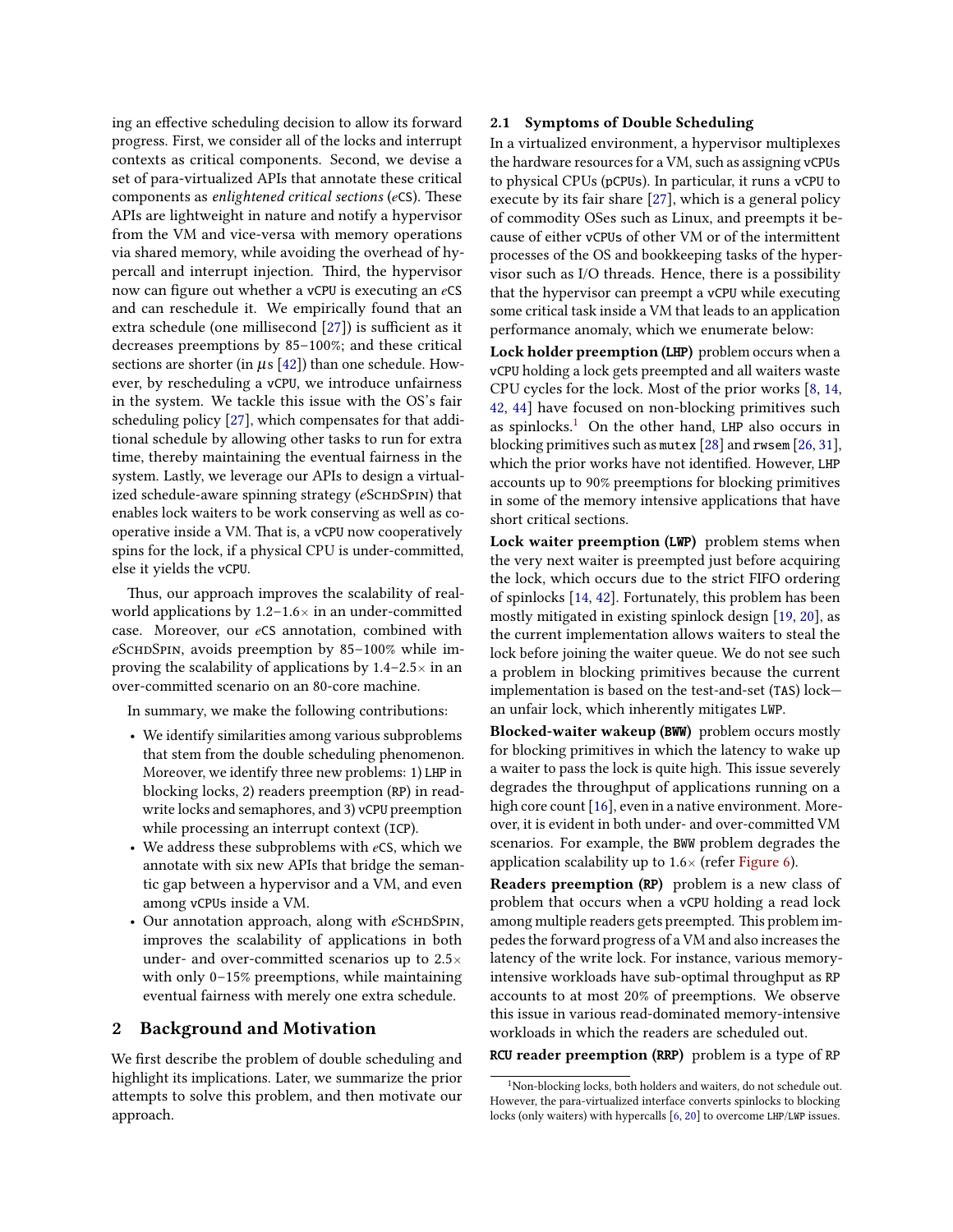ing an effective scheduling decision to allow its forward progress. First, we consider all of the locks and interrupt contexts as critical components. Second, we devise a set of para-virtualized APIs that annotate these critical components as *enlightened critical sections* (*e*CS). These APIs are lightweight in nature and notify a hypervisor from the VM and vice-versa with memory operations via shared memory, while avoiding the overhead of hypercall and interrupt injection. Third, the hypervisor now can figure out whether a vCPU is executing an *e*CS and can reschedule it. We empirically found that an extra schedule (one millisecond [27]) is sufficient as it decreases preemptions by 85–100%; and these critical sections are shorter (in $\mu s$ [42]) than one schedule. However, by rescheduling a vCPU, we introduce unfairness in the system. We tackle this issue with the OS's fair scheduling policy [27], which compensates for that additional schedule by allowing other tasks to run for extra time, thereby maintaining the eventual fairness in the system. Lastly, we leverage our APIs to design a virtualized schedule-aware spinning strategy (*e*SchdSpin) that enables lock waiters to be work conserving as well as cooperative inside a VM. That is, a vCPU now cooperatively spins for the lock, if a physical CPU is under-committed, else it yields the vCPU.

Thus, our approach improves the scalability of real-world applications by 1.2–1.6× in an under-committed case. Moreover, our *e*CS annotation, combined with *e*SchdSpin, avoids preemption by 85–100% while improving the scalability of applications by 1.4–2.5× in an over-committed scenario on an 80-core machine.

In summary, we make the following contributions:

- We identify similarities among various subproblems that stem from the double scheduling phenomenon. Moreover, we identify three new problems: 1) LHP in blocking locks, 2) readers preemption (RP) in read-write locks and semaphores, and 3) vCPU preemption while processing an interrupt context (ICP).
- We address these subproblems with *e*CS, which we annotate with six new APIs that bridge the semantic gap between a hypervisor and a VM, and even among vCPUs inside a VM.
- Our annotation approach, along with *e*SchdSpin, improves the scalability of applications in both under- and over-committed scenarios up to 2.5× with only 0–15% preemptions, while maintaining eventual fairness with merely one extra schedule.

## 2 Background and Motivation

We first describe the problem of double scheduling and highlight its implications. Later, we summarize the prior attempts to solve this problem, and then motivate our approach.

### 2.1 Symptoms of Double Scheduling

In a virtualized environment, a hypervisor multiplexes the hardware resources for a VM, such as assigning vCPUs to physical CPUs (pCPUs). In particular, it runs a vCPU to execute by its fair share [27], which is a general policy of commodity OSes such as Linux, and preempts it because of either vCPUs of other VM or of the intermittent processes of the OS and bookkeeping tasks of the hypervisor such as I/O threads. Hence, there is a possibility that the hypervisor can preempt a vCPU while executing some critical task inside a VM that leads to an application performance anomaly, which we enumerate below:

**Lock holder preemption (LHP)** problem occurs when a vCPU holding a lock gets preempted and all waiters waste CPU cycles for the lock. Most of the prior works [8, 14, 42, 44] have focused on non-blocking primitives such as spinlocks.[1] On the other hand, LHP also occurs in blocking primitives such as mutex [28] and rwsem [26, 31], which the prior works have not identified. However, LHP accounts up to 90% preemptions for blocking primitives in some of the memory intensive applications that have short critical sections.

**Lock waiter preemption (LWP)** problem stems when the very next waiter is preempted just before acquiring the lock, which occurs due to the strict FIFO ordering of spinlocks [14, 42]. Fortunately, this problem has been mostly mitigated in existing spinlock design [19, 20], as the current implementation allows waiters to steal the lock before joining the waiter queue. We do not see such a problem in blocking primitives because the current implementation is based on the test-and-set (TAS) lock—an unfair lock, which inherently mitigates LWP.

**Blocked-waiter wakeup (BWW)** problem occurs mostly for blocking primitives in which the latency to wake up a waiter to pass the lock is quite high. This issue severely degrades the throughput of applications running on a high core count [16], even in a native environment. Moreover, it is evident in both under- and over-committed VM scenarios. For example, the BWW problem degrades the application scalability up to 1.6× (refer Figure 6).

**Readers preemption (RP)** problem is a new class of problem that occurs when a vCPU holding a read lock among multiple readers gets preempted. This problem impedes the forward progress of a VM and also increases the latency of the write lock. For instance, various memory-intensive workloads have sub-optimal throughput as RP accounts to at most 20% of preemptions. We observe this issue in various read-dominated memory-intensive workloads in which the readers are scheduled out.

**RCU reader preemption (RRP)** problem is a type of RP

[1] Non-blocking locks, both holders and waiters, do not schedule out. However, the para-virtualized interface converts spinlocks to blocking locks (only waiters) with hypercalls [6, 20] to overcome LHP/LWP issues.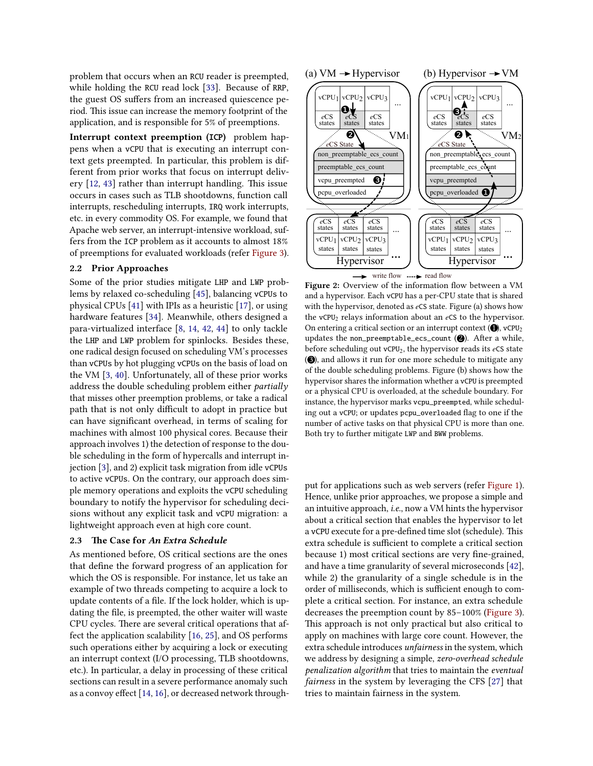problem that occurs when an RCU reader is preempted, while holding the RCU read lock [33]. Because of RRP, the guest OS suffers from an increased quiescence period. This issue can increase the memory footprint of the application, and is responsible for 5% of preemptions.

**Interrupt context preemption (ICP)** problem happens when a vCPU that is executing an interrupt context gets preempted. In particular, this problem is different from prior works that focus on interrupt delivery [12, 43] rather than interrupt handling. This issue occurs in cases such as TLB shootdowns, function call interrupts, rescheduling interrupts, IRQ work interrupts, etc. in every commodity OS. For example, we found that Apache web server, an interrupt-intensive workload, suffers from the ICP problem as it accounts to almost 18% of preemptions for evaluated workloads (refer Figure 3).

### 2.2 Prior Approaches

Some of the prior studies mitigate LHP and LWP problems by relaxed co-scheduling [45], balancing vCPUs to physical CPUs [41] with IPIs as a heuristic [17], or using hardware features [34]. Meanwhile, others designed a para-virtualized interface [8, 14, 42, 44] to only tackle the LHP and LWP problem for spinlocks. Besides these, one radical design focused on scheduling VM's processes than vCPUs by hot plugging vCPUs on the basis of load on the VM [3, 40]. Unfortunately, all of these prior works address the double scheduling problem either *partially* that misses other preemption problems, or take a radical path that is not only difficult to adopt in practice but can have significant overhead, in terms of scaling for machines with almost 100 physical cores. Because their approach involves 1) the detection of response to the double scheduling in the form of hypercalls and interrupt injection [3], and 2) explicit task migration from idle vCPUs to active vCPUs. On the contrary, our approach does simple memory operations and exploits the vCPU scheduling boundary to notify the hypervisor for scheduling decisions without any explicit task and vCPU migration: a lightweight approach even at high core count.

### 2.3 The Case for *An Extra Schedule*

As mentioned before, OS critical sections are the ones that define the forward progress of an application for which the OS is responsible. For instance, let us take an example of two threads competing to acquire a lock to update contents of a file. If the lock holder, which is updating the file, is preempted, the other waiter will waste CPU cycles. There are several critical operations that affect the application scalability [16, 25], and OS performs such operations either by acquiring a lock or executing an interrupt context (I/O processing, TLB shootdowns, etc.). In particular, a delay in processing of these critical sections can result in a severe performance anomaly such as a convoy effect [14, 16], or decreased network throughput for applications such as web servers (refer Figure 1). Hence, unlike prior approaches, we propose a simple and an intuitive approach, *i.e.*, now a VM hints the hypervisor about a critical section that enables the hypervisor to let a vCPU execute for a pre-defined time slot (schedule). This extra schedule is sufficient to complete a critical section because 1) most critical sections are very fine-grained, and have a time granularity of several microseconds [42], while 2) the granularity of a single schedule is in the order of milliseconds, which is sufficient enough to complete a critical section. For instance, an extra schedule decreases the preemption count by 85–100% (Figure 3). This approach is not only practical but also critical to apply on machines with large core count. However, the extra schedule introduces *unfairness* in the system, which we address by designing a simple, *zero-overhead schedule penalization algorithm* that tries to maintain the *eventual fairness* in the system by leveraging the CFS [27] that tries to maintain fairness in the system.

**Figure 2:** Overview of the information flow between a VM and a hypervisor. Each vCPU has a per-CPU state that is shared with the hypervisor, denoted as *e*CS state. Figure (a) shows how the $vCPU_2$ relays information about an *e*CS to the hypervisor. On entering a critical section or an interrupt context (❶), $vCPU_2$ updates the non_preemptable_ecs_count (❷). After a while, before scheduling out $vCPU_2$, the hypervisor reads its *e*CS state (❸), and allows it run for one more schedule to mitigate any of the double scheduling problems. Figure (b) shows how the hypervisor shares the information whether a vCPU is preempted or a physical CPU is overloaded, at the schedule boundary. For instance, the hypervisor marks vcpu_preempted, while scheduling out a vCPU; or updates pcpu_overloaded flag to one if the number of active tasks on that physical CPU is more than one. Both try to further mitigate LWP and BWW problems.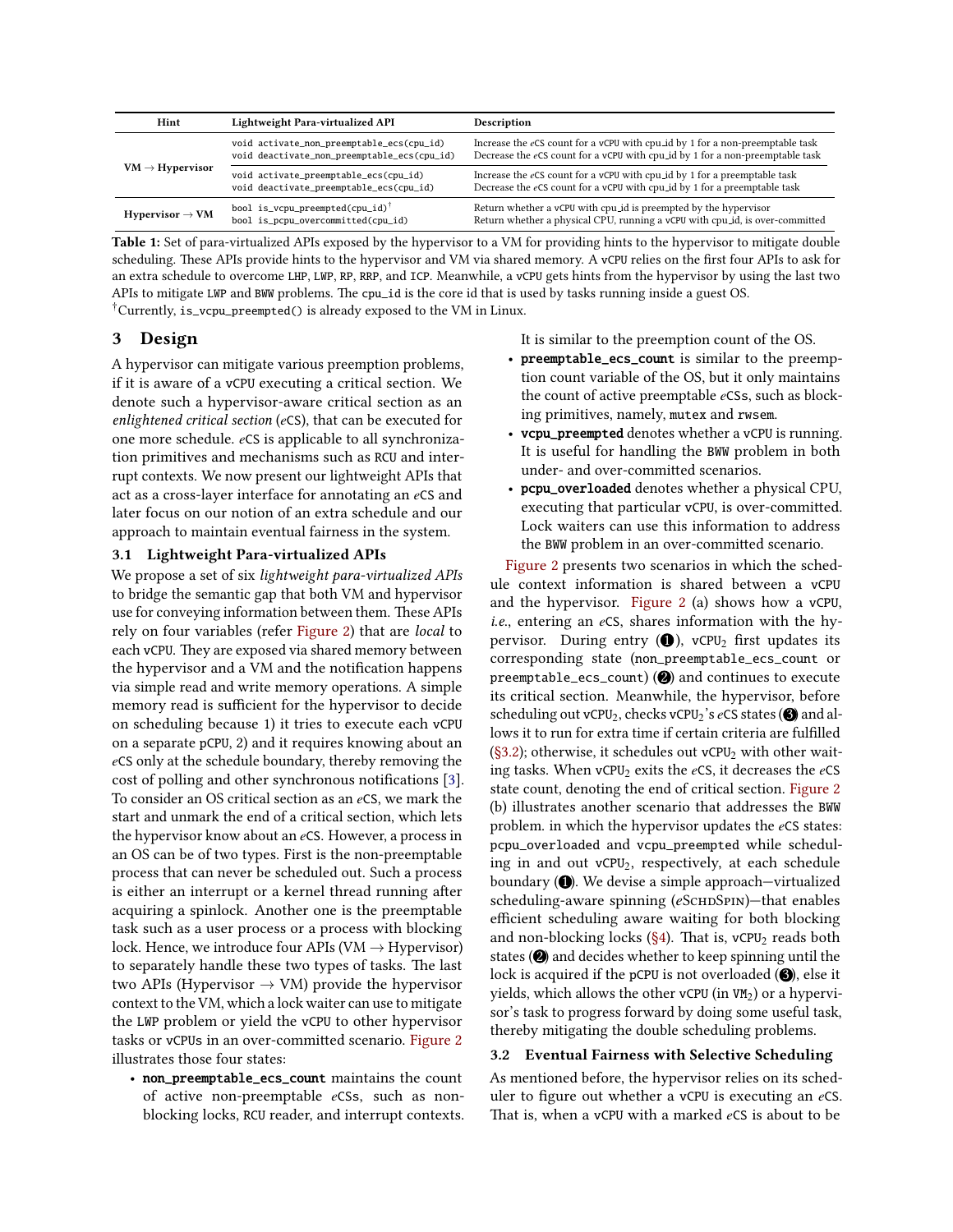| Hint | Lightweight Para-virtualized API | Description |
|---|---|---|
| VM → Hypervisor | `void activate_non_preemptable_ecs(cpu_id)`<br>`void deactivate_non_preemptable_ecs(cpu_id)` | Increase the *e*CS count for a vCPU with cpu_id by 1 for a non-preemptable task<br>Decrease the *e*CS count for a vCPU with cpu_id by 1 for a non-preemptable task |
| | `void activate_preemptable_ecs(cpu_id)`<br>`void deactivate_preemptable_ecs(cpu_id)` | Increase the *e*CS count for a vCPU with cpu_id by 1 for a preemptable task<br>Decrease the *e*CS count for a vCPU with cpu_id by 1 for a preemptable task |
| Hypervisor → VM | `bool is_vcpu_preempted(cpu_id)`†<br>`bool is_pcpu_overcommitted(cpu_id)` | Return whether a vCPU with cpu_id is preempted by the hypervisor<br>Return whether a physical CPU, running a vCPU with cpu_id, is over-committed |

**Table 1:** Set of para-virtualized APIs exposed by the hypervisor to a VM for providing hints to the hypervisor to mitigate double scheduling. These APIs provide hints to the hypervisor and VM via shared memory. A vCPU relies on the first four APIs to ask for an extra schedule to overcome LHP, LWP, RP, RRP, and ICP. Meanwhile, a vCPU gets hints from the hypervisor by using the last two APIs to mitigate LWP and BWW problems. The cpu_id is the core id that is used by tasks running inside a guest OS.
†Currently, `is_vcpu_preempted()` is already exposed to the VM in Linux.

## 3 Design

A hypervisor can mitigate various preemption problems, if it is aware of a vCPU executing a critical section. We denote such a hypervisor-aware critical section as an *enlightened critical section* (*e*CS), that can be executed for one more schedule. *e*CS is applicable to all synchronization primitives and mechanisms such as RCU and interrupt contexts. We now present our lightweight APIs that act as a cross-layer interface for annotating an *e*CS and later focus on our notion of an extra schedule and our approach to maintain eventual fairness in the system.

### 3.1 Lightweight Para-virtualized APIs

We propose a set of six *lightweight para-virtualized APIs* to bridge the semantic gap that both VM and hypervisor use for conveying information between them. These APIs rely on four variables (refer Figure 2) that are *local* to each vCPU. They are exposed via shared memory between the hypervisor and a VM and the notification happens via simple read and write memory operations. A simple memory read is sufficient for the hypervisor to decide on scheduling because 1) it tries to execute each vCPU on a separate pCPU, 2) and it requires knowing about an *e*CS only at the schedule boundary, thereby removing the cost of polling and other synchronous notifications [3]. To consider an OS critical section as an *e*CS, we mark the start and unmark the end of a critical section, which lets the hypervisor know about an *e*CS. However, a process in an OS can be of two types. First is the non-preemptable process that can never be scheduled out. Such a process is either an interrupt or a kernel thread running after acquiring a spinlock. Another one is the preemptable task such as a user process or a process with blocking lock. Hence, we introduce four APIs (VM → Hypervisor) to separately handle these two types of tasks. The last two APIs (Hypervisor → VM) provide the hypervisor context to the VM, which a lock waiter can use to mitigate the LWP problem or yield the vCPU to other hypervisor tasks or vCPUs in an over-committed scenario. Figure 2 illustrates those four states:

- **non_preemptable_ecs_count** maintains the count of active non-preemptable *e*CSs, such as non-blocking locks, RCU reader, and interrupt contexts. It is similar to the preemption count of the OS.
- **preemptable_ecs_count** is similar to the preemption count variable of the OS, but it only maintains the count of active preemptable *e*CSs, such as blocking primitives, namely, mutex and rwsem.
- **vcpu_preempted** denotes whether a vCPU is running. It is useful for handling the BWW problem in both under- and over-committed scenarios.
- **pcpu_overloaded** denotes whether a physical CPU, executing that particular vCPU, is over-committed. Lock waiters can use this information to address the BWW problem in an over-committed scenario.

Figure 2 presents two scenarios in which the schedule context information is shared between a vCPU and the hypervisor. Figure 2 (a) shows how a vCPU, *i.e.*, entering an *e*CS, shares information with the hypervisor. During entry (❶), $vCPU_2$ first updates its corresponding state (non_preemptable_ecs_count or preemptable_ecs_count) (❷) and continues to execute its critical section. Meanwhile, the hypervisor, before scheduling out $vCPU_2$, checks $vCPU_2$'s *e*CS states (❸) and allows it to run for extra time if certain criteria are fulfilled (§3.2); otherwise, it schedules out $vCPU_2$ with other waiting tasks. When $vCPU_2$ exits the *e*CS, it decreases the *e*CS state count, denoting the end of critical section. Figure 2 (b) illustrates another scenario that addresses the BWW problem. in which the hypervisor updates the *e*CS states: pcpu_overloaded and vcpu_preempted while scheduling in and out $vCPU_2$, respectively, at each schedule boundary (❶). We devise a simple approach—virtualized scheduling-aware spinning (*e*SchdSpin)—that enables efficient scheduling aware waiting for both blocking and non-blocking locks (§4). That is, $vCPU_2$ reads both states (❷) and decides whether to keep spinning until the lock is acquired if the pCPU is not overloaded (❸), else it yields, which allows the other vCPU (in $VM_2$) or a hypervisor's task to progress forward by doing some useful task, thereby mitigating the double scheduling problems.

### 3.2 Eventual Fairness with Selective Scheduling

As mentioned before, the hypervisor relies on its scheduler to figure out whether a vCPU is executing an *e*CS. That is, when a vCPU with a marked *e*CS is about to be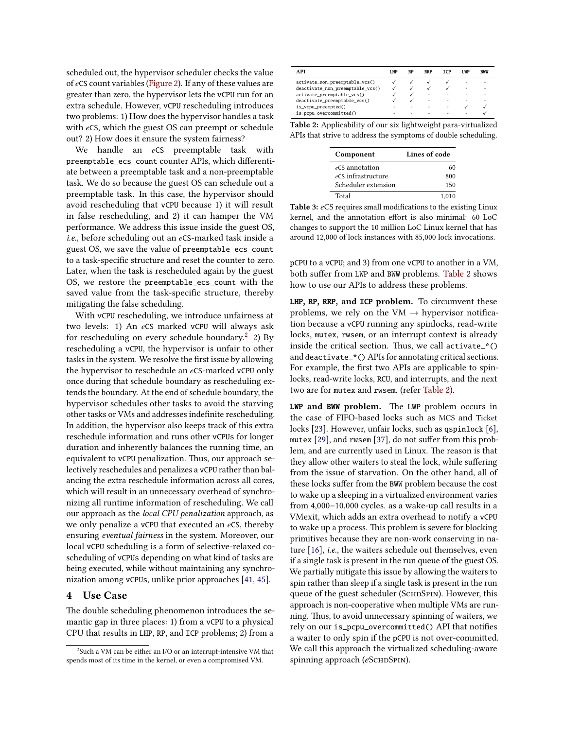scheduled out, the hypervisor scheduler checks the value of *e*CS count variables (Figure 2). If any of these values are greater than zero, the hypervisor lets the vCPU run for an extra schedule. However, vCPU rescheduling introduces two problems: 1) How does the hypervisor handles a task with *e*CS, which the guest OS can preempt or schedule out? 2) How does it ensure the system fairness?

We handle an *e*CS preemptable task with preemptable_ecs_count counter APIs, which differentiate between a preemptable task and a non-preemptable task. We do so because the guest OS can schedule out a preemptable task. In this case, the hypervisor should avoid rescheduling that vCPU because 1) it will result in false rescheduling, and 2) it can hamper the VM performance. We address this issue inside the guest OS, *i.e.*, before scheduling out an *e*CS-marked task inside a guest OS, we save the value of preemptable_ecs_count to a task-specific structure and reset the counter to zero. Later, when the task is rescheduled again by the guest OS, we restore the preemptable_ecs_count with the saved value from the task-specific structure, thereby mitigating the false scheduling.

With vCPU rescheduling, we introduce unfairness at two levels: 1) An *e*CS marked vCPU will always ask for rescheduling on every schedule boundary.[2] 2) By rescheduling a vCPU, the hypervisor is unfair to other tasks in the system. We resolve the first issue by allowing the hypervisor to reschedule an *e*CS-marked vCPU only once during that schedule boundary as rescheduling extends the boundary. At the end of schedule boundary, the hypervisor schedules other tasks to avoid the starving other tasks or VMs and addresses indefinite rescheduling. In addition, the hypervisor also keeps track of this extra reschedule information and runs other vCPUs for longer duration and inherently balances the running time, an equivalent to vCPU penalization. Thus, our approach selectively reschedules and penalizes a vCPU rather than balancing the extra reschedule information across all cores, which will result in an unnecessary overhead of synchronizing all runtime information of rescheduling. We call our approach as the *local CPU penalization* approach, as we only penalize a vCPU that executed an *e*CS, thereby ensuring *eventual fairness* in the system. Moreover, our local vCPU scheduling is a form of selective-relaxed co-scheduling of vCPUs depending on what kind of tasks are being executed, while without maintaining any synchronization among vCPUs, unlike prior approaches [41, 45].

## 4 Use Case

The double scheduling phenomenon introduces the semantic gap in three places: 1) from a vCPU to a physical CPU that results in LHP, RP, and ICP problems; 2) from a pCPU to a vCPU; and 3) from one vCPU to another in a VM, both suffer from LWP and BWW problems. Table 2 shows how to use our APIs to address these problems.

| API | LHP | RP | RRP | ICP | LWP | BWW |
|---|---|---|---|---|---|---|
| activate_non_preemptable_vcs() | ✓ | ✓ | ✓ | ✓ | - | - |
| deactivate_non_preemptable_vcs() | ✓ | ✓ | ✓ | ✓ | - | - |
| activate_preemptable_vcs() | ✓ | ✓ | - | - | - | - |
| deactivate_preemptable_vcs() | ✓ | ✓ | - | - | - | - |
| is_vcpu_preempted() | - | - | - | - | ✓ | ✓ |
| is_pcpu_overcommitted() | - | - | - | - | - | ✓ |

**Table 2:** Applicability of our six lightweight para-virtualized APIs that strive to address the symptoms of double scheduling.

| Component | Lines of code |
|---|---|
| *e*CS annotation | 60 |
| *e*CS infrastructure | 800 |
| Scheduler extension | 150 |
| Total | 1,010 |

**Table 3:** *e*CS requires small modifications to the existing Linux kernel, and the annotation effort is also minimal: 60 LoC changes to support the 10 million LoC Linux kernel that has around 12,000 of lock instances with 85,000 lock invocations.

**LHP, RP, RRP, and ICP problem.** To circumvent these problems, we rely on the VM → hypervisor notification because a vCPU running any spinlocks, read-write locks, mutex, rwsem, or an interrupt context is already inside the critical section. Thus, we call activate_*() and deactivate_*() APIs for annotating critical sections. For example, the first two APIs are applicable to spinlocks, read-write locks, RCU, and interrupts, and the next two are for mutex and rwsem. (refer Table 2).

**LWP and BWW problem.** The LWP problem occurs in the case of FIFO-based locks such as MCS and Ticket locks [23]. However, unfair locks, such as qspinlock [6], mutex [29], and rwsem [37], do not suffer from this problem, and are currently used in Linux. The reason is that they allow other waiters to steal the lock, while suffering from the issue of starvation. On the other hand, all of these locks suffer from the BWW problem because the cost to wake up a sleeping in a virtualized environment varies from 4,000–10,000 cycles. as a wake-up call results in a VMexit, which adds an extra overhead to notify a vCPU to wake up a process. This problem is severe for blocking primitives because they are non-work conserving in nature [16], *i.e.*, the waiters schedule out themselves, even if a single task is present in the run queue of the guest OS. We partially mitigate this issue by allowing the waiters to spin rather than sleep if a single task is present in the run queue of the guest scheduler (SchdSpin). However, this approach is non-cooperative when multiple VMs are running. Thus, to avoid unnecessary spinning of waiters, we rely on our is_pcpu_overcommitted() API that notifies a waiter to only spin if the pCPU is not over-committed. We call this approach the virtualized scheduling-aware spinning approach (*e*SchdSpin).

[2] Such a VM can be either an I/O or an interrupt-intensive VM that spends most of its time in the kernel, or even a compromised VM.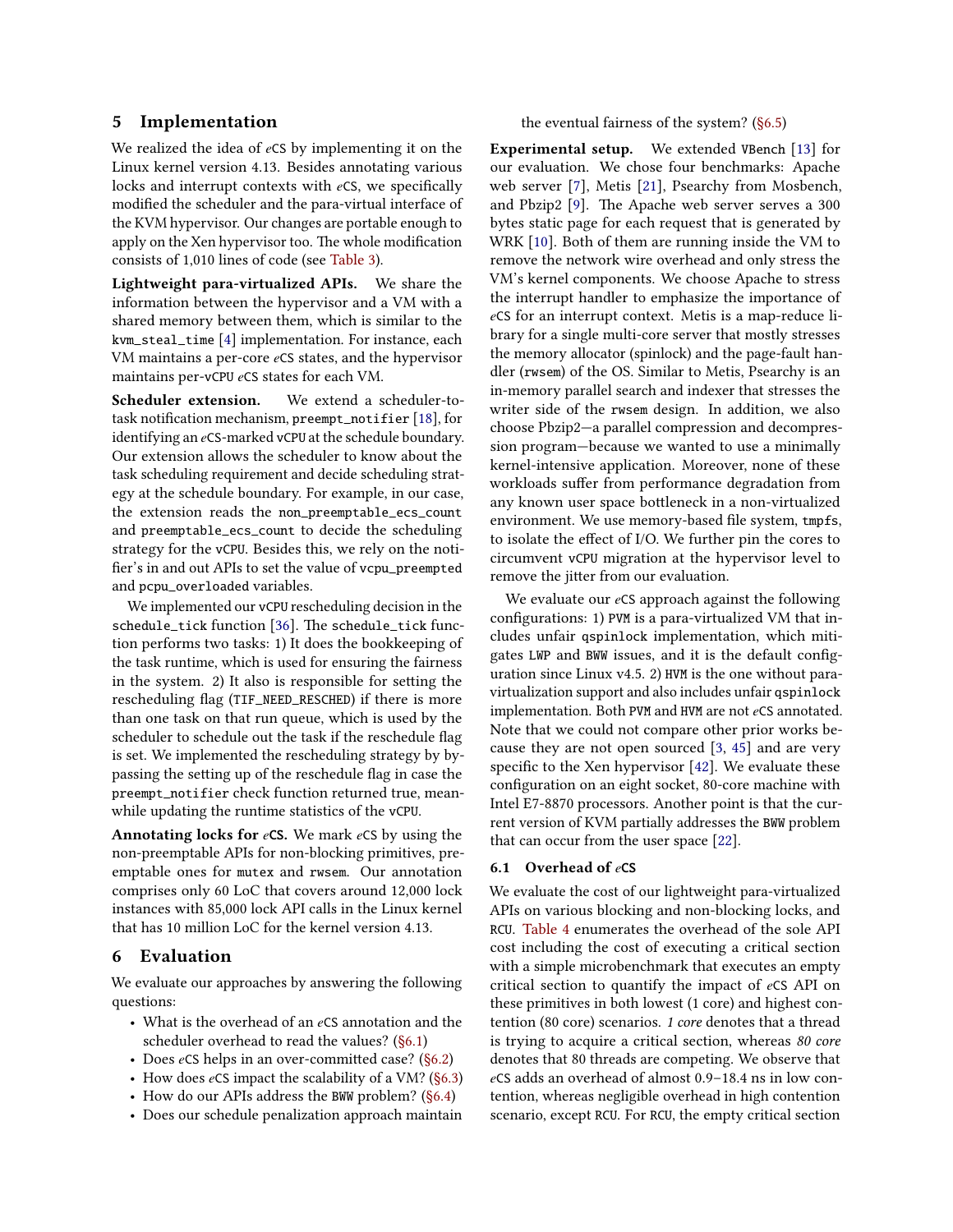## 5 Implementation

We realized the idea of *e*CS by implementing it on the Linux kernel version 4.13. Besides annotating various locks and interrupt contexts with *e*CS, we specifically modified the scheduler and the para-virtual interface of the KVM hypervisor. Our changes are portable enough to apply on the Xen hypervisor too. The whole modification consists of 1,010 lines of code (see Table 3).

**Lightweight para-virtualized APIs.** We share the information between the hypervisor and a VM with a shared memory between them, which is similar to the `kvm_steal_time` [4] implementation. For instance, each VM maintains a per-core *e*CS states, and the hypervisor maintains per-vCPU *e*CS states for each VM.

**Scheduler extension.** We extend a scheduler-to-task notification mechanism, `preempt_notifier` [18], for identifying an *e*CS-marked vCPU at the schedule boundary. Our extension allows the scheduler to know about the task scheduling requirement and decide scheduling strategy at the schedule boundary. For example, in our case, the extension reads the `non_preemptable_ecs_count` and `preemptable_ecs_count` to decide the scheduling strategy for the vCPU. Besides this, we rely on the notifier's in and out APIs to set the value of `vcpu_preempted` and `pcpu_overloaded` variables.

We implemented our vCPU rescheduling decision in the `schedule_tick` function [36]. The `schedule_tick` function performs two tasks: 1) It does the bookkeeping of the task runtime, which is used for ensuring the fairness in the system. 2) It also is responsible for setting the rescheduling flag (`TIF_NEED_RESCHED`) if there is more than one task on that run queue, which is used by the scheduler to schedule out the task if the reschedule flag is set. We implemented the rescheduling strategy by bypassing the setting up of the reschedule flag in case the `preempt_notifier` check function returned true, meanwhile updating the runtime statistics of the vCPU.

**Annotating locks for *e*CS.** We mark *e*CS by using the non-preemptable APIs for non-blocking primitives, preemptable ones for `mutex` and `rwsem`. Our annotation comprises only 60 LoC that covers around 12,000 lock instances with 85,000 lock API calls in the Linux kernel that has 10 million LoC for the kernel version 4.13.

## 6 Evaluation

We evaluate our approaches by answering the following questions:

- What is the overhead of an *e*CS annotation and the scheduler overhead to read the values? (§6.1)
- Does *e*CS helps in an over-committed case? (§6.2)
- How does *e*CS impact the scalability of a VM? (§6.3)
- How do our APIs address the BWW problem? (§6.4)
- Does our schedule penalization approach maintain the eventual fairness of the system? (§6.5)

**Experimental setup.** We extended VBench [13] for our evaluation. We chose four benchmarks: Apache web server [7], Metis [21], Psearchy from Mosbench, and Pbzip2 [9]. The Apache web server serves a 300 bytes static page for each request that is generated by WRK [10]. Both of them are running inside the VM to remove the network wire overhead and only stress the VM's kernel components. We choose Apache to stress the interrupt handler to emphasize the importance of *e*CS for an interrupt context. Metis is a map-reduce library for a single multi-core server that mostly stresses the memory allocator (spinlock) and the page-fault handler (`rwsem`) of the OS. Similar to Metis, Psearchy is an in-memory parallel search and indexer that stresses the writer side of the `rwsem` design. In addition, we also choose Pbzip2—a parallel compression and decompression program—because we wanted to use a minimally kernel-intensive application. Moreover, none of these workloads suffer from performance degradation from any known user space bottleneck in a non-virtualized environment. We use memory-based file system, `tmpfs`, to isolate the effect of I/O. We further pin the cores to circumvent vCPU migration at the hypervisor level to remove the jitter from our evaluation.

We evaluate our *e*CS approach against the following configurations: 1) PVM is a para-virtualized VM that includes unfair `qspinlock` implementation, which mitigates LWP and BWW issues, and it is the default configuration since Linux v4.5. 2) HVM is the one without para-virtualization support and also includes unfair `qspinlock` implementation. Both PVM and HVM are not *e*CS annotated. Note that we could not compare other prior works because they are not open sourced [3, 45] and are very specific to the Xen hypervisor [42]. We evaluate these configuration on an eight socket, 80-core machine with Intel E7-8870 processors. Another point is that the current version of KVM partially addresses the BWW problem that can occur from the user space [22].

### 6.1 Overhead of *e*CS

We evaluate the cost of our lightweight para-virtualized APIs on various blocking and non-blocking locks, and RCU. Table 4 enumerates the overhead of the sole API cost including the cost of executing a critical section with a simple microbenchmark that executes an empty critical section to quantify the impact of *e*CS API on these primitives in both lowest (1 core) and highest contention (80 core) scenarios. *1 core* denotes that a thread is trying to acquire a critical section, whereas *80 core* denotes that 80 threads are competing. We observe that *e*CS adds an overhead of almost 0.9–18.4 ns in low contention, whereas negligible overhead in high contention scenario, except RCU. For RCU, the empty critical section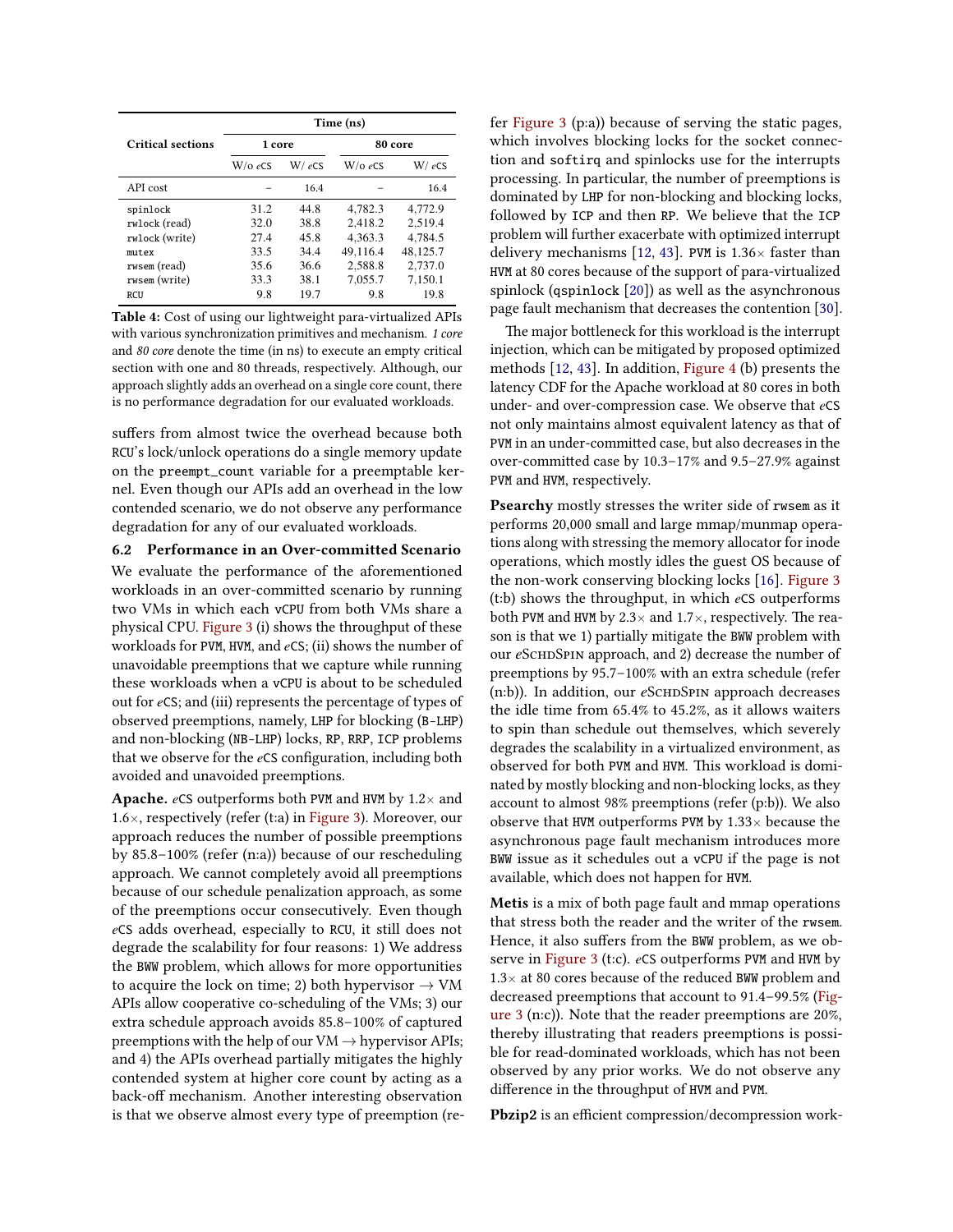| Critical sections | Time (ns) | | | |
|---|---|---|---|---|
| | 1 core | | 80 core | |
| | W/o *e*CS | W/ *e*CS | W/o *e*CS | W/ *e*CS |
| API cost | – | 16.4 | – | 16.4 |
| `spinlock` | 31.2 | 44.8 | 4,782.3 | 4,772.9 |
| `rwlock` (read) | 32.0 | 38.8 | 2,418.2 | 2,519.4 |
| `rwlock` (write) | 27.4 | 45.8 | 4,363.3 | 4,784.5 |
| `mutex` | 33.5 | 34.4 | 49,116.4 | 48,125.7 |
| `rwsem` (read) | 35.6 | 36.6 | 2,588.8 | 2,737.0 |
| `rwsem` (write) | 33.3 | 38.1 | 7,055.7 | 7,150.1 |
| `RCU` | 9.8 | 19.7 | 9.8 | 19.8 |

**Table 4:** Cost of using our lightweight para-virtualized APIs with various synchronization primitives and mechanism. *1 core* and *80 core* denote the time (in ns) to execute an empty critical section with one and 80 threads, respectively. Although, our approach slightly adds an overhead on a single core count, there is no performance degradation for our evaluated workloads.

suffers from almost twice the overhead because both RCU's lock/unlock operations do a single memory update on the `preempt_count` variable for a preemptable kernel. Even though our APIs add an overhead in the low contended scenario, we do not observe any performance degradation for any of our evaluated workloads.

### 6.2 Performance in an Over-committed Scenario

We evaluate the performance of the aforementioned workloads in an over-committed scenario by running two VMs in which each vCPU from both VMs share a physical CPU. Figure 3 (i) shows the throughput of these workloads for PVM, HVM, and *e*CS; (ii) shows the number of unavoidable preemptions that we capture while running these workloads when a vCPU is about to be scheduled out for *e*CS; and (iii) represents the percentage of types of observed preemptions, namely, LHP for blocking (B-LHP) and non-blocking (NB-LHP) locks, RP, RRP, ICP problems that we observe for the *e*CS configuration, including both avoided and unavoided preemptions.

**Apache.** *e*CS outperforms both PVM and HVM by 1.2× and 1.6×, respectively (refer (t:a) in Figure 3). Moreover, our approach reduces the number of possible preemptions by 85.8–100% (refer (n:a)) because of our rescheduling approach. We cannot completely avoid all preemptions because of our schedule penalization approach, as some of the preemptions occur consecutively. Even though *e*CS adds overhead, especially to RCU, it still does not degrade the scalability for four reasons: 1) We address the BWW problem, which allows for more opportunities to acquire the lock on time; 2) both hypervisor → VM APIs allow cooperative co-scheduling of the VMs; 3) our extra schedule approach avoids 85.8–100% of captured preemptions with the help of our VM → hypervisor APIs; and 4) the APIs overhead partially mitigates the highly contended system at higher core count by acting as a back-off mechanism. Another interesting observation is that we observe almost every type of preemption (refer Figure 3 (p:a)) because of serving the static pages, which involves blocking locks for the socket connection and `softirq` and spinlocks use for the interrupts processing. In particular, the number of preemptions is dominated by LHP for non-blocking and blocking locks, followed by ICP and then RP. We believe that the ICP problem will further exacerbate with optimized interrupt delivery mechanisms [12, 43]. PVM is 1.36× faster than HVM at 80 cores because of the support of para-virtualized spinlock (`qspinlock` [20]) as well as the asynchronous page fault mechanism that decreases the contention [30].

The major bottleneck for this workload is the interrupt injection, which can be mitigated by proposed optimized methods [12, 43]. In addition, Figure 4 (b) presents the latency CDF for the Apache workload at 80 cores in both under- and over-compression case. We observe that *e*CS not only maintains almost equivalent latency as that of PVM in an under-committed case, but also decreases in the over-committed case by 10.3–17% and 9.5–27.9% against PVM and HVM, respectively.

**Psearchy** mostly stresses the writer side of `rwsem` as it performs 20,000 small and large mmap/munmap operations along with stressing the memory allocator for inode operations, which mostly idles the guest OS because of the non-work conserving blocking locks [16]. Figure 3 (t:b) shows the throughput, in which *e*CS outperforms both PVM and HVM by 2.3× and 1.7×, respectively. The reason is that we 1) partially mitigate the BWW problem with our *e*SchdSpin approach, and 2) decrease the number of preemptions by 95.7–100% with an extra schedule (refer (n:b)). In addition, our *e*SchdSpin approach decreases the idle time from 65.4% to 45.2%, as it allows waiters to spin than schedule out themselves, which severely degrades the scalability in a virtualized environment, as observed for both PVM and HVM. This workload is dominated by mostly blocking and non-blocking locks, as they account to almost 98% preemptions (refer (p:b)). We also observe that HVM outperforms PVM by 1.33× because the asynchronous page fault mechanism introduces more BWW issue as it schedules out a vCPU if the page is not available, which does not happen for HVM.

**Metis** is a mix of both page fault and mmap operations that stress both the reader and the writer of the `rwsem`. Hence, it also suffers from the BWW problem, as we observe in Figure 3 (t:c). *e*CS outperforms PVM and HVM by 1.3× at 80 cores because of the reduced BWW problem and decreased preemptions that account to 91.4–99.5% (Figure 3 (n:c)). Note that the reader preemptions are 20%, thereby illustrating that readers preemptions is possible for read-dominated workloads, which has not been observed by any prior works. We do not observe any difference in the throughput of HVM and PVM.

**Pbzip2** is an efficient compression/decompression work-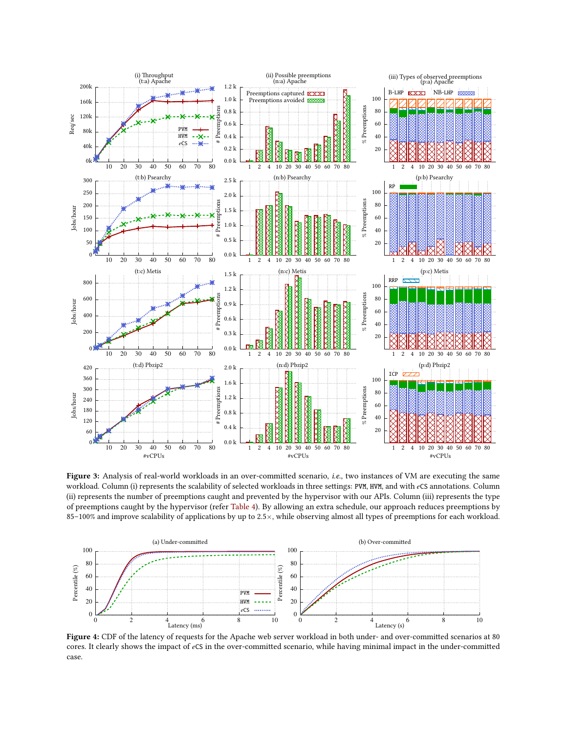**Figure 3:** Analysis of real-world workloads in an over-committed scenario, *i.e.*, two instances of VM are executing the same workload. Column (i) represents the scalability of selected workloads in three settings: PVM, HVM, and with *e*CS annotations. Column (ii) represents the number of preemptions caught and prevented by the hypervisor with our APIs. Column (iii) represents the type of preemptions caught by the hypervisor (refer Table 4). By allowing an extra schedule, our approach reduces preemptions by 85–100% and improve scalability of applications by up to 2.5×, while observing almost all types of preemptions for each workload.

**Figure 4:** CDF of the latency of requests for the Apache web server workload in both under- and over-committed scenarios at 80 cores. It clearly shows the impact of *e*CS in the over-committed scenario, while having minimal impact in the under-committed case.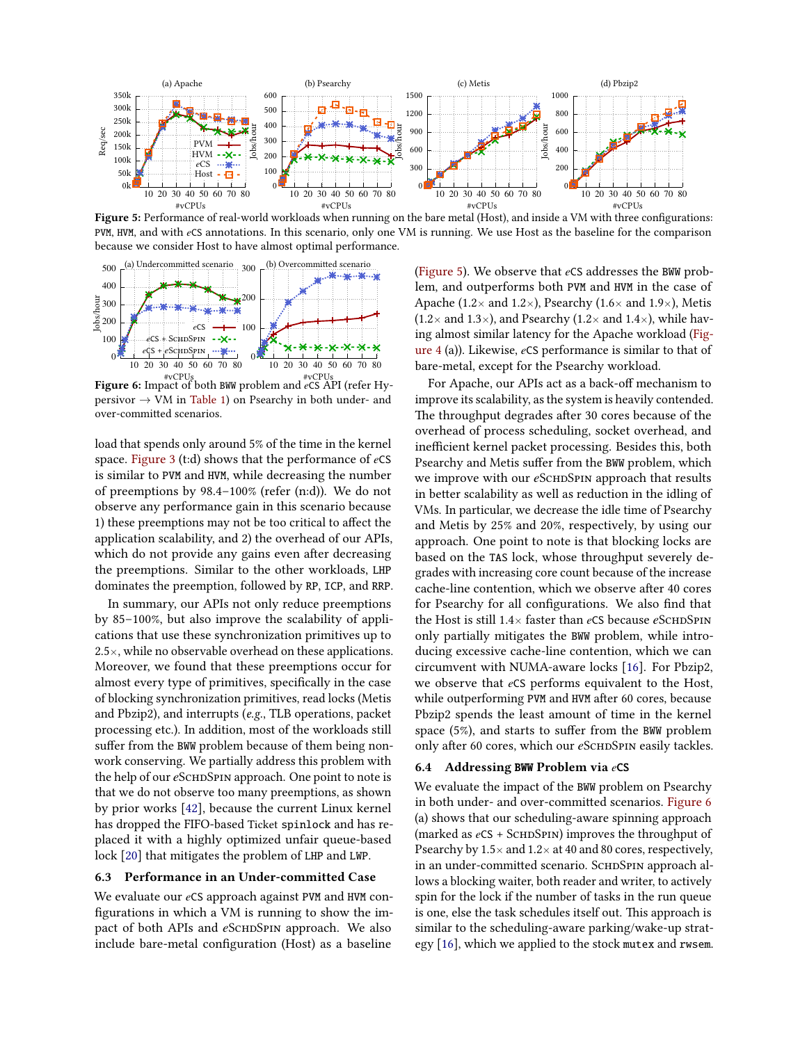**Figure 5:** Performance of real-world workloads when running on the bare metal (Host), and inside a VM with three configurations: PVM, HVM, and with *e*CS annotations. In this scenario, only one VM is running. We use Host as the baseline for the comparison because we consider Host to have almost optimal performance.

**Figure 6:** Impact of both BWW problem and *e*CS API (refer Hypersivor → VM in Table 1) on Psearchy in both under- and over-committed scenarios.

load that spends only around 5% of the time in the kernel space. Figure 3 (t:d) shows that the performance of *e*CS is similar to PVM and HVM, while decreasing the number of preemptions by 98.4–100% (refer (n:d)). We do not observe any performance gain in this scenario because 1) these preemptions may not be too critical to affect the application scalability, and 2) the overhead of our APIs, which do not provide any gains even after decreasing the preemptions. Similar to the other workloads, LHP dominates the preemption, followed by RP, ICP, and RRP.

In summary, our APIs not only reduce preemptions by 85–100%, but also improve the scalability of applications that use these synchronization primitives up to 2.5×, while no observable overhead on these applications. Moreover, we found that these preemptions occur for almost every type of primitives, specifically in the case of blocking synchronization primitives, read locks (Metis and Pbzip2), and interrupts (*e.g.*, TLB operations, packet processing etc.). In addition, most of the workloads still suffer from the BWW problem because of them being non-work conserving. We partially address this problem with the help of our *e*SchdSpin approach. One point to note is that we do not observe too many preemptions, as shown by prior works [42], because the current Linux kernel has dropped the FIFO-based Ticket spinlock and has replaced it with a highly optimized unfair queue-based lock [20] that mitigates the problem of LHP and LWP.

### 6.3 Performance in an Under-committed Case

We evaluate our *e*CS approach against PVM and HVM configurations in which a VM is running to show the impact of both APIs and *e*SchdSpin approach. We also include bare-metal configuration (Host) as a baseline (Figure 5). We observe that *e*CS addresses the BWW problem, and outperforms both PVM and HVM in the case of Apache (1.2× and 1.2×), Psearchy (1.6× and 1.9×), Metis (1.2× and 1.3×), and Psearchy (1.2× and 1.4×), while having almost similar latency for the Apache workload (Figure 4 (a)). Likewise, *e*CS performance is similar to that of bare-metal, except for the Psearchy workload.

For Apache, our APIs act as a back-off mechanism to improve its scalability, as the system is heavily contended. The throughput degrades after 30 cores because of the overhead of process scheduling, socket overhead, and inefficient kernel packet processing. Besides this, both Psearchy and Metis suffer from the BWW problem, which we improve with our *e*SchdSpin approach that results in better scalability as well as reduction in the idling of VMs. In particular, we decrease the idle time of Psearchy and Metis by 25% and 20%, respectively, by using our approach. One point to note is that blocking locks are based on the TAS lock, whose throughput severely degrades with increasing core count because of the increase cache-line contention, which we observe after 40 cores for Psearchy for all configurations. We also find that the Host is still 1.4× faster than *e*CS because *e*SchdSpin only partially mitigates the BWW problem, while introducing excessive cache-line contention, which we can circumvent with NUMA-aware locks [16]. For Pbzip2, we observe that *e*CS performs equivalent to the Host, while outperforming PVM and HVM after 60 cores, because Pbzip2 spends the least amount of time in the kernel space (5%), and starts to suffer from the BWW problem only after 60 cores, which our *e*SchdSpin easily tackles.

### 6.4 Addressing BWW Problem via *e*CS

We evaluate the impact of the BWW problem on Psearchy in both under- and over-committed scenarios. Figure 6 (a) shows that our scheduling-aware spinning approach (marked as *e*CS + SchdSpin) improves the throughput of Psearchy by 1.5× and 1.2× at 40 and 80 cores, respectively, in an under-committed scenario. SchdSpin approach allows a blocking waiter, both reader and writer, to actively spin for the lock if the number of tasks in the run queue is one, else the task schedules itself out. This approach is similar to the scheduling-aware parking/wake-up strategy [16], which we applied to the stock mutex and rwsem.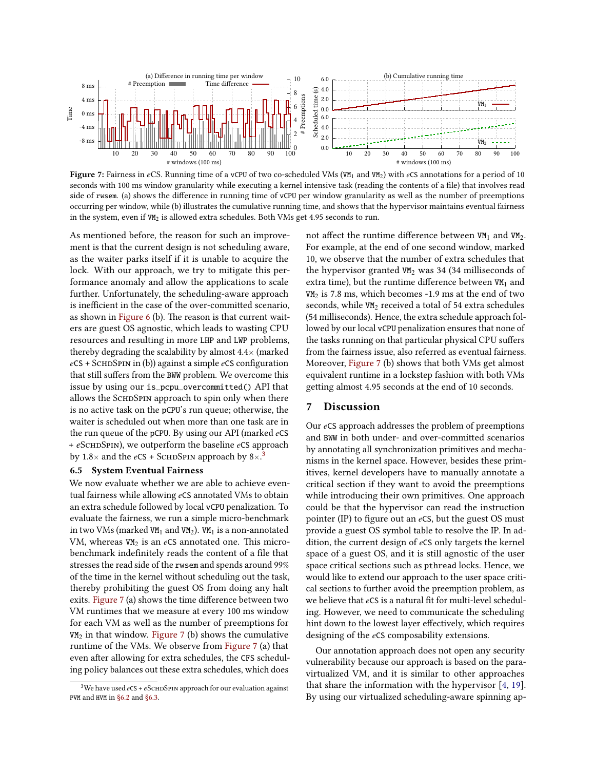**Figure 7:** Fairness in *e*CS. Running time of a vCPU of two co-scheduled VMs ($VM_1$ and $VM_2$) with *e*CS annotations for a period of 10 seconds with 100 ms window granularity while executing a kernel intensive task (reading the contents of a file) that involves read side of rwsem. (a) shows the difference in running time of vCPU per window granularity as well as the number of preemptions occurring per window, while (b) illustrates the cumulative running time, and shows that the hypervisor maintains eventual fairness in the system, even if $VM_2$ is allowed extra schedules. Both VMs get 4.95 seconds to run.

As mentioned before, the reason for such an improvement is that the current design is not scheduling aware, as the waiter parks itself if it is unable to acquire the lock. With our approach, we try to mitigate this performance anomaly and allow the applications to scale further. Unfortunately, the scheduling-aware approach is inefficient in the case of the over-committed scenario, as shown in Figure 6 (b). The reason is that current waiters are guest OS agnostic, which leads to wasting CPU resources and resulting in more LHP and LWP problems, thereby degrading the scalability by almost 4.4× (marked *e*CS + SchdSpin in (b)) against a simple *e*CS configuration that still suffers from the BWW problem. We overcome this issue by using our `is_pcpu_overcommitted()` API that allows the SchdSpin approach to spin only when there is no active task on the pCPU's run queue; otherwise, the waiter is scheduled out when more than one task are in the run queue of the pCPU. By using our API (marked *e*CS + *e*SchdSpin), we outperform the baseline *e*CS approach by 1.8× and the *e*CS + SchdSpin approach by 8×.[3]

### 6.5 System Eventual Fairness

We now evaluate whether we are able to achieve eventual fairness while allowing *e*CS annotated VMs to obtain an extra schedule followed by local vCPU penalization. To evaluate the fairness, we run a simple micro-benchmark in two VMs (marked $VM_1$ and $VM_2$). $VM_1$ is a non-annotated VM, whereas $VM_2$ is an *e*CS annotated one. This micro-benchmark indefinitely reads the content of a file that stresses the read side of the rwsem and spends around 99% of the time in the kernel without scheduling out the task, thereby prohibiting the guest OS from doing any halt exits. Figure 7 (a) shows the time difference between two VM runtimes that we measure at every 100 ms window for each VM as well as the number of preemptions for $VM_2$ in that window. Figure 7 (b) shows the cumulative runtime of the VMs. We observe from Figure 7 (a) that even after allowing for extra schedules, the CFS scheduling policy balances out these extra schedules, which does not affect the runtime difference between $VM_1$ and $VM_2$. For example, at the end of one second window, marked 10, we observe that the number of extra schedules that the hypervisor granted $VM_2$ was 34 (34 milliseconds of extra time), but the runtime difference between $VM_1$ and $VM_2$ is 7.8 ms, which becomes -1.9 ms at the end of two seconds, while $VM_2$ received a total of 54 extra schedules (54 milliseconds). Hence, the extra schedule approach followed by our local vCPU penalization ensures that none of the tasks running on that particular physical CPU suffers from the fairness issue, also referred as eventual fairness. Moreover, Figure 7 (b) shows that both VMs get almost equivalent runtime in a lockstep fashion with both VMs getting almost 4.95 seconds at the end of 10 seconds.

## 7 Discussion

Our *e*CS approach addresses the problem of preemptions and BWW in both under- and over-committed scenarios by annotating all synchronization primitives and mechanisms in the kernel space. However, besides these primitives, kernel developers have to manually annotate a critical section if they want to avoid the preemptions while introducing their own primitives. One approach could be that the hypervisor can read the instruction pointer (IP) to figure out an *e*CS, but the guest OS must provide a guest OS symbol table to resolve the IP. In addition, the current design of *e*CS only targets the kernel space of a guest OS, and it is still agnostic of the user space critical sections such as pthread locks. Hence, we would like to extend our approach to the user space critical sections to further avoid the preemption problem, as we believe that *e*CS is a natural fit for multi-level scheduling. However, we need to communicate the scheduling hint down to the lowest layer effectively, which requires designing of the *e*CS composability extensions.

Our annotation approach does not open any security vulnerability because our approach is based on the para-virtualized VM, and it is similar to other approaches that share the information with the hypervisor [4, 19]. By using our virtualized scheduling-aware spinning ap-

[3] We have used *e*CS + *e*SchdSpin approach for our evaluation against PVM and HVM in §6.2 and §6.3.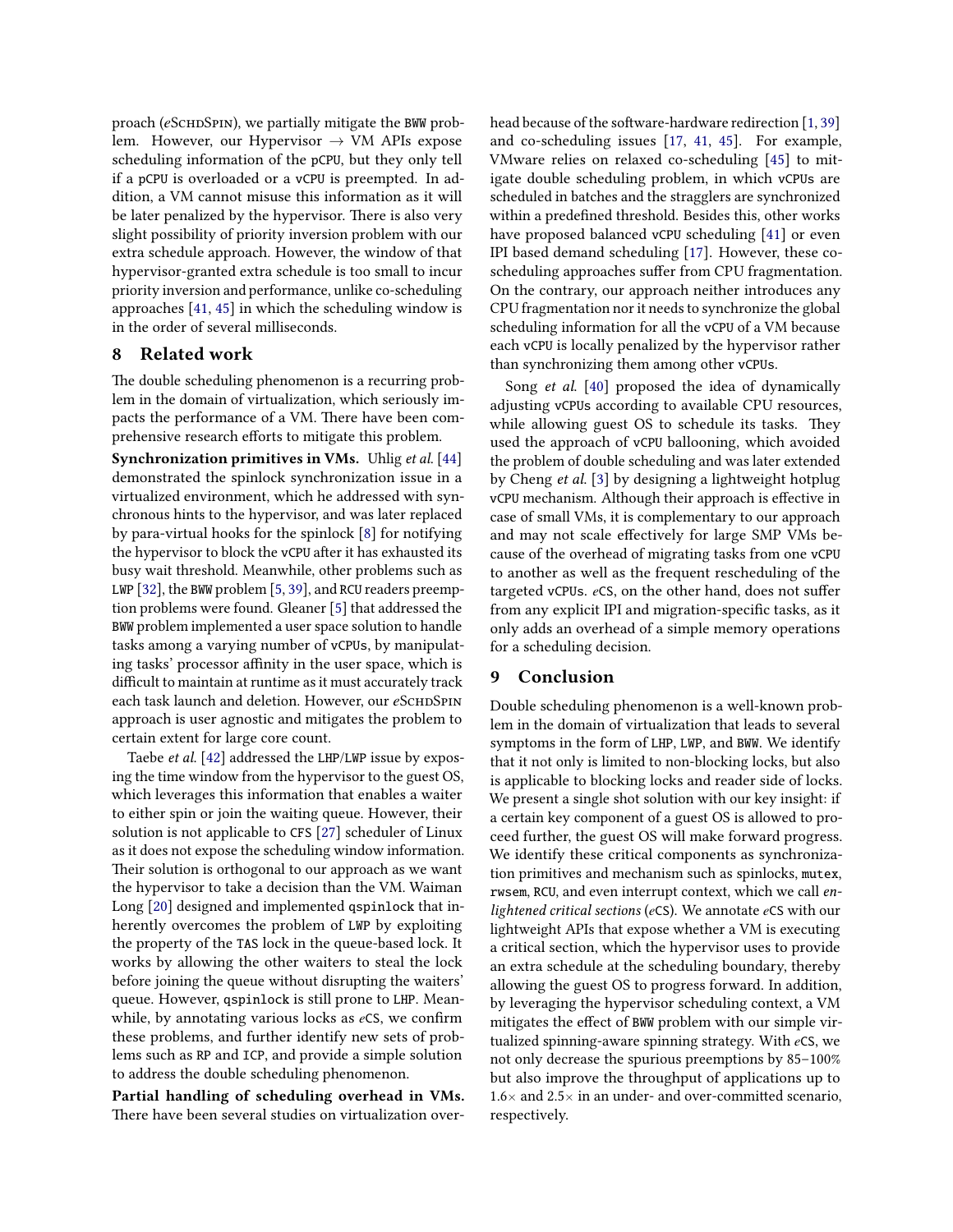proach (*e*SchdSpin), we partially mitigate the BWW problem. However, our Hypervisor → VM APIs expose scheduling information of the pCPU, but they only tell if a pCPU is overloaded or a vCPU is preempted. In addition, a VM cannot misuse this information as it will be later penalized by the hypervisor. There is also very slight possibility of priority inversion problem with our extra schedule approach. However, the window of that hypervisor-granted extra schedule is too small to incur priority inversion and performance, unlike co-scheduling approaches [41, 45] in which the scheduling window is in the order of several milliseconds.

## 8 Related work

The double scheduling phenomenon is a recurring problem in the domain of virtualization, which seriously impacts the performance of a VM. There have been comprehensive research efforts to mitigate this problem.

**Synchronization primitives in VMs.** Uhlig *et al.* [44] demonstrated the spinlock synchronization issue in a virtualized environment, which he addressed with synchronous hints to the hypervisor, and was later replaced by para-virtual hooks for the spinlock [8] for notifying the hypervisor to block the vCPU after it has exhausted its busy wait threshold. Meanwhile, other problems such as LWP [32], the BWW problem [5, 39], and RCU readers preemption problems were found. Gleaner [5] that addressed the BWW problem implemented a user space solution to handle tasks among a varying number of vCPUs, by manipulating tasks' processor affinity in the user space, which is difficult to maintain at runtime as it must accurately track each task launch and deletion. However, our *e*SchdSpin approach is user agnostic and mitigates the problem to certain extent for large core count.

Taebe *et al.* [42] addressed the LHP/LWP issue by exposing the time window from the hypervisor to the guest OS, which leverages this information that enables a waiter to either spin or join the waiting queue. However, their solution is not applicable to CFS [27] scheduler of Linux as it does not expose the scheduling window information. Their solution is orthogonal to our approach as we want the hypervisor to take a decision than the VM. Waiman Long [20] designed and implemented qspinlock that inherently overcomes the problem of LWP by exploiting the property of the TAS lock in the queue-based lock. It works by allowing the other waiters to steal the lock before joining the queue without disrupting the waiters' queue. However, qspinlock is still prone to LHP. Meanwhile, by annotating various locks as *e*CS, we confirm these problems, and further identify new sets of problems such as RP and ICP, and provide a simple solution to address the double scheduling phenomenon.

**Partial handling of scheduling overhead in VMs.** There have been several studies on virtualization overhead because of the software-hardware redirection [1, 39] and co-scheduling issues [17, 41, 45]. For example, VMware relies on relaxed co-scheduling [45] to mitigate double scheduling problem, in which vCPUs are scheduled in batches and the stragglers are synchronized within a predefined threshold. Besides this, other works have proposed balanced vCPU scheduling [41] or even IPI based demand scheduling [17]. However, these co-scheduling approaches suffer from CPU fragmentation. On the contrary, our approach neither introduces any CPU fragmentation nor it needs to synchronize the global scheduling information for all the vCPU of a VM because each vCPU is locally penalized by the hypervisor rather than synchronizing them among other vCPUs.

Song *et al.* [40] proposed the idea of dynamically adjusting vCPUs according to available CPU resources, while allowing guest OS to schedule its tasks. They used the approach of vCPU ballooning, which avoided the problem of double scheduling and was later extended by Cheng *et al.* [3] by designing a lightweight hotplug vCPU mechanism. Although their approach is effective in case of small VMs, it is complementary to our approach and may not scale effectively for large SMP VMs because of the overhead of migrating tasks from one vCPU to another as well as the frequent rescheduling of the targeted vCPUs. *e*CS, on the other hand, does not suffer from any explicit IPI and migration-specific tasks, as it only adds an overhead of a simple memory operations for a scheduling decision.

## 9 Conclusion

Double scheduling phenomenon is a well-known problem in the domain of virtualization that leads to several symptoms in the form of LHP, LWP, and BWW. We identify that it not only is limited to non-blocking locks, but also is applicable to blocking locks and reader side of locks. We present a single shot solution with our key insight: if a certain key component of a guest OS is allowed to proceed further, the guest OS will make forward progress. We identify these critical components as synchronization primitives and mechanism such as spinlocks, mutex, rwsem, RCU, and even interrupt context, which we call *enlightened critical sections* (*e*CS). We annotate *e*CS with our lightweight APIs that expose whether a VM is executing a critical section, which the hypervisor uses to provide an extra schedule at the scheduling boundary, thereby allowing the guest OS to progress forward. In addition, by leveraging the hypervisor scheduling context, a VM mitigates the effect of BWW problem with our simple virtualized spinning-aware spinning strategy. With *e*CS, we not only decrease the spurious preemptions by 85–100% but also improve the throughput of applications up to 1.6× and 2.5× in an under- and over-committed scenario, respectively.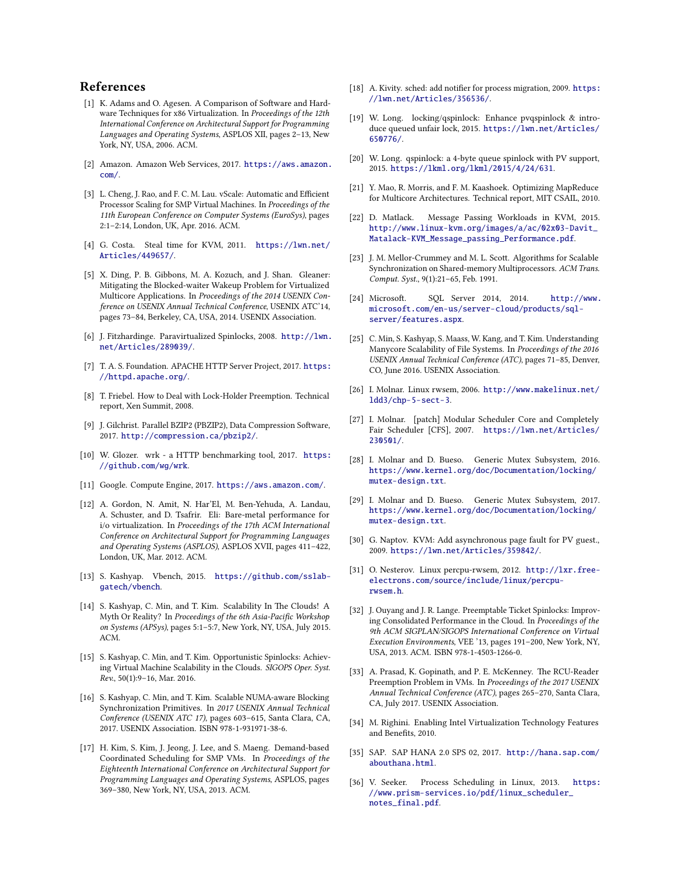## References

[1] K. Adams and O. Agesen. A Comparison of Software and Hardware Techniques for x86 Virtualization. In *Proceedings of the 12th International Conference on Architectural Support for Programming Languages and Operating Systems*, ASPLOS XII, pages 2–13, New York, NY, USA, 2006. ACM.

[2] Amazon. Amazon Web Services, 2017. https://aws.amazon.com/.

[3] L. Cheng, J. Rao, and F. C. M. Lau. vScale: Automatic and Efficient Processor Scaling for SMP Virtual Machines. In *Proceedings of the 11th European Conference on Computer Systems (EuroSys)*, pages 2:1–2:14, London, UK, Apr. 2016. ACM.

[4] G. Costa. Steal time for KVM, 2011. https://lwn.net/Articles/449657/.

[5] X. Ding, P. B. Gibbons, M. A. Kozuch, and J. Shan. Gleaner: Mitigating the Blocked-waiter Wakeup Problem for Virtualized Multicore Applications. In *Proceedings of the 2014 USENIX Conference on USENIX Annual Technical Conference*, USENIX ATC'14, pages 73–84, Berkeley, CA, USA, 2014. USENIX Association.

[6] J. Fitzhardinge. Paravirtualized Spinlocks, 2008. http://lwn.net/Articles/289039/.

[7] T. A. S. Foundation. APACHE HTTP Server Project, 2017. https://httpd.apache.org/.

[8] T. Friebel. How to Deal with Lock-Holder Preemption. Technical report, Xen Summit, 2008.

[9] J. Gilchrist. Parallel BZIP2 (PBZIP2), Data Compression Software, 2017. http://compression.ca/pbzip2/.

[10] W. Glozer. wrk - a HTTP benchmarking tool, 2017. https://github.com/wg/wrk.

[11] Google. Compute Engine, 2017. https://aws.amazon.com/.

[12] A. Gordon, N. Amit, N. Har'El, M. Ben-Yehuda, A. Landau, A. Schuster, and D. Tsafrir. Eli: Bare-metal performance for i/o virtualization. In *Proceedings of the 17th ACM International Conference on Architectural Support for Programming Languages and Operating Systems (ASPLOS)*, ASPLOS XVII, pages 411–422, London, UK, Mar. 2012. ACM.

[13] S. Kashyap. Vbench, 2015. https://github.com/sslab-gatech/vbench.

[14] S. Kashyap, C. Min, and T. Kim. Scalability In The Clouds! A Myth Or Reality? In *Proceedings of the 6th Asia-Pacific Workshop on Systems (APSys)*, pages 5:1–5:7, New York, NY, USA, July 2015. ACM.

[15] S. Kashyap, C. Min, and T. Kim. Opportunistic Spinlocks: Achieving Virtual Machine Scalability in the Clouds. *SIGOPS Oper. Syst. Rev.*, 50(1):9–16, Mar. 2016.

[16] S. Kashyap, C. Min, and T. Kim. Scalable NUMA-aware Blocking Synchronization Primitives. In *2017 USENIX Annual Technical Conference (USENIX ATC 17)*, pages 603–615, Santa Clara, CA, 2017. USENIX Association. ISBN 978-1-931971-38-6.

[17] H. Kim, S. Kim, J. Jeong, J. Lee, and S. Maeng. Demand-based Coordinated Scheduling for SMP VMs. In *Proceedings of the Eighteenth International Conference on Architectural Support for Programming Languages and Operating Systems*, ASPLOS, pages 369–380, New York, NY, USA, 2013. ACM.

[18] A. Kivity. sched: add notifier for process migration, 2009. https://lwn.net/Articles/356536/.

[19] W. Long. locking/qspinlock: Enhance pvqspinlock & introduce queued unfair lock, 2015. https://lwn.net/Articles/650776/.

[20] W. Long. qspinlock: a 4-byte queue spinlock with PV support, 2015. https://lkml.org/lkml/2015/4/24/631.

[21] Y. Mao, R. Morris, and F. M. Kaashoek. Optimizing MapReduce for Multicore Architectures. Technical report, MIT CSAIL, 2010.

[22] D. Matlack. Message Passing Workloads in KVM, 2015. http://www.linux-kvm.org/images/a/ac/02x03-Davit_Matalack-KVM_Message_passing_Performance.pdf.

[23] J. M. Mellor-Crummey and M. L. Scott. Algorithms for Scalable Synchronization on Shared-memory Multiprocessors. *ACM Trans. Comput. Syst.*, 9(1):21–65, Feb. 1991.

[24] Microsoft. SQL Server 2014, 2014. http://www.microsoft.com/en-us/server-cloud/products/sql-server/features.aspx.

[25] C. Min, S. Kashyap, S. Maass, W. Kang, and T. Kim. Understanding Manycore Scalability of File Systems. In *Proceedings of the 2016 USENIX Annual Technical Conference (ATC)*, pages 71–85, Denver, CO, June 2016. USENIX Association.

[26] I. Molnar. Linux rwsem, 2006. http://www.makelinux.net/ldd3/chp-5-sect-3.

[27] I. Molnar. [patch] Modular Scheduler Core and Completely Fair Scheduler [CFS], 2007. https://lwn.net/Articles/230501/.

[28] I. Molnar and D. Bueso. Generic Mutex Subsystem, 2016. https://www.kernel.org/doc/Documentation/locking/mutex-design.txt.

[29] I. Molnar and D. Bueso. Generic Mutex Subsystem, 2017. https://www.kernel.org/doc/Documentation/locking/mutex-design.txt.

[30] G. Naptov. KVM: Add asynchronous page fault for PV guest., 2009. https://lwn.net/Articles/359842/.

[31] O. Nesterov. Linux percpu-rwsem, 2012. http://lxr.free-electrons.com/source/include/linux/percpu-rwsem.h.

[32] J. Ouyang and J. R. Lange. Preemptable Ticket Spinlocks: Improving Consolidated Performance in the Cloud. In *Proceedings of the 9th ACM SIGPLAN/SIGOPS International Conference on Virtual Execution Environments*, VEE '13, pages 191–200, New York, NY, USA, 2013. ACM. ISBN 978-1-4503-1266-0.

[33] A. Prasad, K. Gopinath, and P. E. McKenney. The RCU-Reader Preemption Problem in VMs. In *Proceedings of the 2017 USENIX Annual Technical Conference (ATC)*, pages 265–270, Santa Clara, CA, July 2017. USENIX Association.

[34] M. Righini. Enabling Intel Virtualization Technology Features and Benefits, 2010.

[35] SAP. SAP HANA 2.0 SPS 02, 2017. http://hana.sap.com/abouthana.html.

[36] V. Seeker. Process Scheduling in Linux, 2013. https://www.prism-services.io/pdf/linux_scheduler_notes_final.pdf.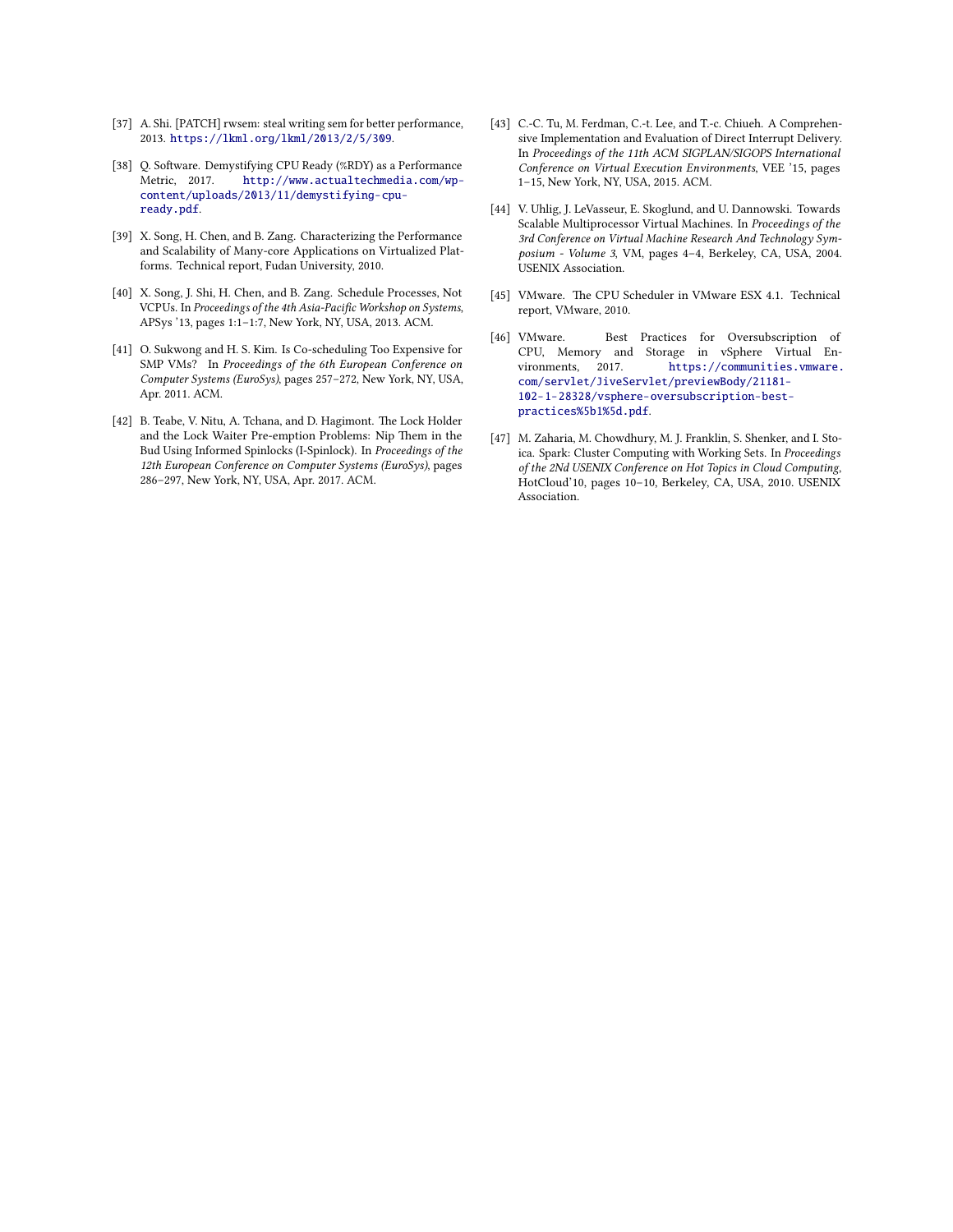[37] A. Shi. [PATCH] rwsem: steal writing sem for better performance, 2013. https://lkml.org/lkml/2013/2/5/309.

[38] Q. Software. Demystifying CPU Ready (%RDY) as a Performance Metric, 2017. http://www.actualtechmedia.com/wp-content/uploads/2013/11/demystifying-cpu-ready.pdf.

[39] X. Song, H. Chen, and B. Zang. Characterizing the Performance and Scalability of Many-core Applications on Virtualized Platforms. Technical report, Fudan University, 2010.

[40] X. Song, J. Shi, H. Chen, and B. Zang. Schedule Processes, Not VCPUs. In *Proceedings of the 4th Asia-Pacific Workshop on Systems*, APSys '13, pages 1:1–1:7, New York, NY, USA, 2013. ACM.

[41] O. Sukwong and H. S. Kim. Is Co-scheduling Too Expensive for SMP VMs? In *Proceedings of the 6th European Conference on Computer Systems (EuroSys)*, pages 257–272, New York, NY, USA, Apr. 2011. ACM.

[42] B. Teabe, V. Nitu, A. Tchana, and D. Hagimont. The Lock Holder and the Lock Waiter Pre-emption Problems: Nip Them in the Bud Using Informed Spinlocks (I-Spinlock). In *Proceedings of the 12th European Conference on Computer Systems (EuroSys)*, pages 286–297, New York, NY, USA, Apr. 2017. ACM.

[43] C.-C. Tu, M. Ferdman, C.-t. Lee, and T.-c. Chiueh. A Comprehensive Implementation and Evaluation of Direct Interrupt Delivery. In *Proceedings of the 11th ACM SIGPLAN/SIGOPS International Conference on Virtual Execution Environments*, VEE '15, pages 1–15, New York, NY, USA, 2015. ACM.

[44] V. Uhlig, J. LeVasseur, E. Skoglund, and U. Dannowski. Towards Scalable Multiprocessor Virtual Machines. In *Proceedings of the 3rd Conference on Virtual Machine Research And Technology Symposium - Volume 3*, VM, pages 4–4, Berkeley, CA, USA, 2004. USENIX Association.

[45] VMware. The CPU Scheduler in VMware ESX 4.1. Technical report, VMware, 2010.

[46] VMware. Best Practices for Oversubscription of CPU, Memory and Storage in vSphere Virtual Environments, 2017. https://communities.vmware.com/servlet/JiveServlet/previewBody/21181-102-1-28328/vsphere-oversubscription-best-practices%5b1%5d.pdf.

[47] M. Zaharia, M. Chowdhury, M. J. Franklin, S. Shenker, and I. Stoica. Spark: Cluster Computing with Working Sets. In *Proceedings of the 2Nd USENIX Conference on Hot Topics in Cloud Computing*, HotCloud'10, pages 10–10, Berkeley, CA, USA, 2010. USENIX Association.